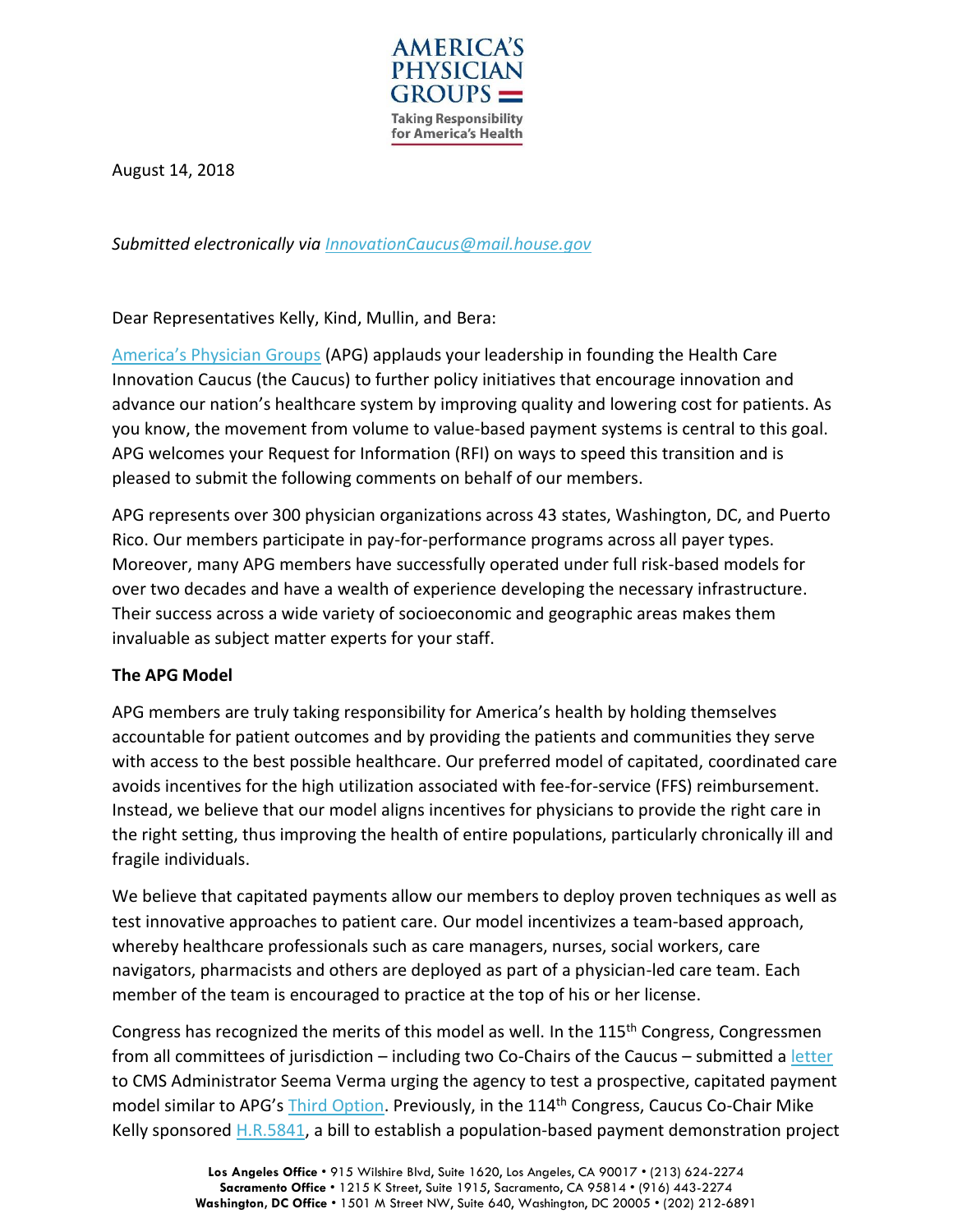AMERICA'S PHYSICIAN GROUPS

Taking Responsibility for America's Health

August 14, 2018

*Submitted electronically via InnovationCaucus@mail.house.gov*

Dear Representatives Kelly, Kind, Mullin, and Bera:

America's Physician Groups (APG) applauds your leadership in founding the Health Care Innovation Caucus (the Caucus) to further policy initiatives that encourage innovation and advance our nation's healthcare system by improving quality and lowering cost for patients. As you know, the movement from volume to value-based payment systems is central to this goal. APG welcomes your Request for Information (RFI) on ways to speed this transition and is pleased to submit the following comments on behalf of our members.

APG represents over 300 physician organizations across 43 states, Washington, DC, and Puerto Rico. Our members participate in pay-for-performance programs across all payer types. Moreover, many APG members have successfully operated under full risk-based models for over two decades and have a wealth of experience developing the necessary infrastructure. Their success across a wide variety of socioeconomic and geographic areas makes them invaluable as subject matter experts for your staff.

**The APG Model**

APG members are truly taking responsibility for America's health by holding themselves accountable for patient outcomes and by providing the patients and communities they serve with access to the best possible healthcare. Our preferred model of capitated, coordinated care avoids incentives for the high utilization associated with fee-for-service (FFS) reimbursement. Instead, we believe that our model aligns incentives for physicians to provide the right care in the right setting, thus improving the health of entire populations, particularly chronically ill and fragile individuals.

We believe that capitated payments allow our members to deploy proven techniques as well as test innovative approaches to patient care. Our model incentivizes a team-based approach, whereby healthcare professionals such as care managers, nurses, social workers, care navigators, pharmacists and others are deployed as part of a physician-led care team. Each member of the team is encouraged to practice at the top of his or her license.

Congress has recognized the merits of this model as well. In the 115th Congress, Congressmen from all committees of jurisdiction – including two Co-Chairs of the Caucus – submitted a letter to CMS Administrator Seema Verma urging the agency to test a prospective, capitated payment model similar to APG's Third Option. Previously, in the 114th Congress, Caucus Co-Chair Mike Kelly sponsored H.R.5841, a bill to establish a population-based payment demonstration project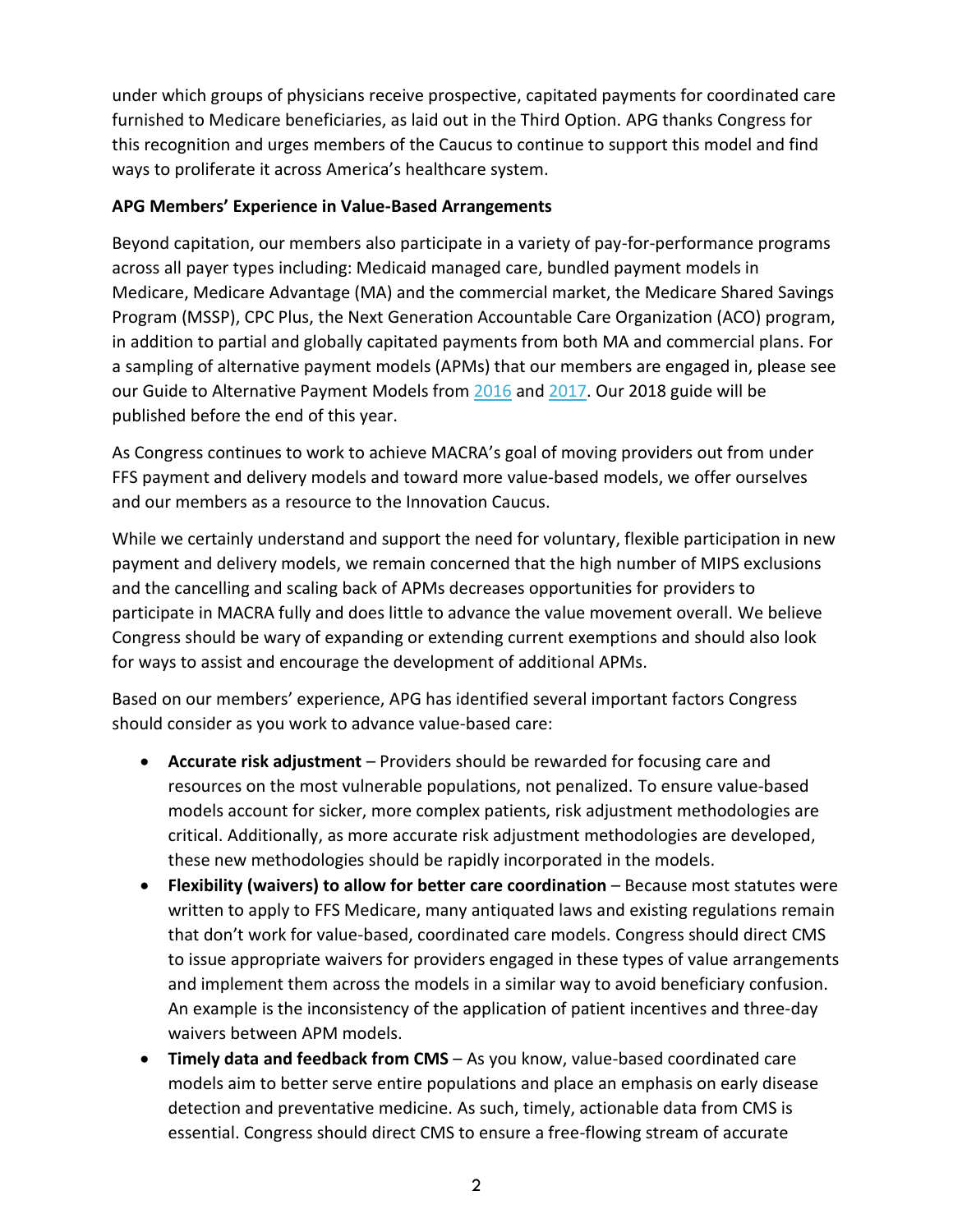under which groups of physicians receive prospective, capitated payments for coordinated care furnished to Medicare beneficiaries, as laid out in the Third Option. APG thanks Congress for this recognition and urges members of the Caucus to continue to support this model and find ways to proliferate it across America's healthcare system.

**APG Members' Experience in Value-Based Arrangements**

Beyond capitation, our members also participate in a variety of pay-for-performance programs across all payer types including: Medicaid managed care, bundled payment models in Medicare, Medicare Advantage (MA) and the commercial market, the Medicare Shared Savings Program (MSSP), CPC Plus, the Next Generation Accountable Care Organization (ACO) program, in addition to partial and globally capitated payments from both MA and commercial plans. For a sampling of alternative payment models (APMs) that our members are engaged in, please see our Guide to Alternative Payment Models from 2016 and 2017. Our 2018 guide will be published before the end of this year.

As Congress continues to work to achieve MACRA's goal of moving providers out from under FFS payment and delivery models and toward more value-based models, we offer ourselves and our members as a resource to the Innovation Caucus.

While we certainly understand and support the need for voluntary, flexible participation in new payment and delivery models, we remain concerned that the high number of MIPS exclusions and the cancelling and scaling back of APMs decreases opportunities for providers to participate in MACRA fully and does little to advance the value movement overall. We believe Congress should be wary of expanding or extending current exemptions and should also look for ways to assist and encourage the development of additional APMs.

Based on our members' experience, APG has identified several important factors Congress should consider as you work to advance value-based care:

- **Accurate risk adjustment** – Providers should be rewarded for focusing care and resources on the most vulnerable populations, not penalized. To ensure value-based models account for sicker, more complex patients, risk adjustment methodologies are critical. Additionally, as more accurate risk adjustment methodologies are developed, these new methodologies should be rapidly incorporated in the models.
- **Flexibility (waivers) to allow for better care coordination** – Because most statutes were written to apply to FFS Medicare, many antiquated laws and existing regulations remain that don't work for value-based, coordinated care models. Congress should direct CMS to issue appropriate waivers for providers engaged in these types of value arrangements and implement them across the models in a similar way to avoid beneficiary confusion. An example is the inconsistency of the application of patient incentives and three-day waivers between APM models.
- **Timely data and feedback from CMS** – As you know, value-based coordinated care models aim to better serve entire populations and place an emphasis on early disease detection and preventative medicine. As such, timely, actionable data from CMS is essential. Congress should direct CMS to ensure a free-flowing stream of accurate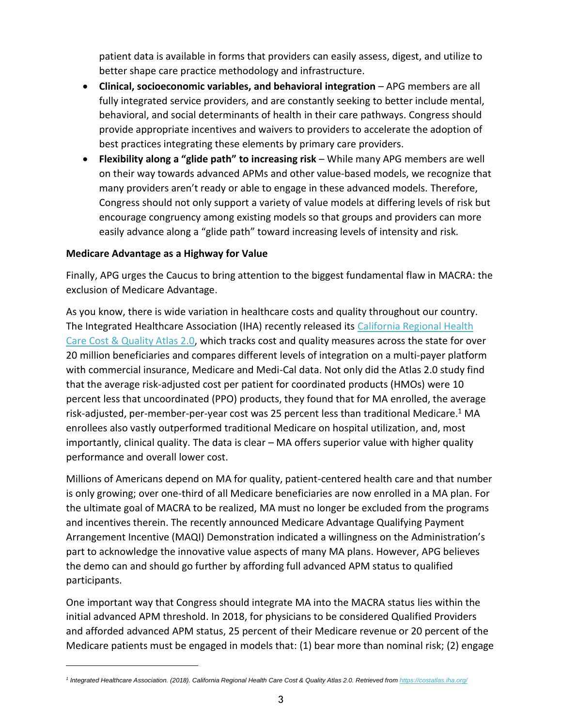patient data is available in forms that providers can easily assess, digest, and utilize to better shape care practice methodology and infrastructure.

- **Clinical, socioeconomic variables, and behavioral integration** – APG members are all fully integrated service providers, and are constantly seeking to better include mental, behavioral, and social determinants of health in their care pathways. Congress should provide appropriate incentives and waivers to providers to accelerate the adoption of best practices integrating these elements by primary care providers.
- **Flexibility along a "glide path" to increasing risk** – While many APG members are well on their way towards advanced APMs and other value-based models, we recognize that many providers aren't ready or able to engage in these advanced models. Therefore, Congress should not only support a variety of value models at differing levels of risk but encourage congruency among existing models so that groups and providers can more easily advance along a "glide path" toward increasing levels of intensity and risk.

**Medicare Advantage as a Highway for Value**

Finally, APG urges the Caucus to bring attention to the biggest fundamental flaw in MACRA: the exclusion of Medicare Advantage.

As you know, there is wide variation in healthcare costs and quality throughout our country. The Integrated Healthcare Association (IHA) recently released its [California Regional Health Care Cost & Quality Atlas 2.0](https://costatlas.iha.org/), which tracks cost and quality measures across the state for over 20 million beneficiaries and compares different levels of integration on a multi-payer platform with commercial insurance, Medicare and Medi-Cal data. Not only did the Atlas 2.0 study find that the average risk-adjusted cost per patient for coordinated products (HMOs) were 10 percent less that uncoordinated (PPO) products, they found that for MA enrolled, the average risk-adjusted, per-member-per-year cost was 25 percent less than traditional Medicare.[1] MA enrollees also vastly outperformed traditional Medicare on hospital utilization, and, most importantly, clinical quality. The data is clear – MA offers superior value with higher quality performance and overall lower cost.

Millions of Americans depend on MA for quality, patient-centered health care and that number is only growing; over one-third of all Medicare beneficiaries are now enrolled in a MA plan. For the ultimate goal of MACRA to be realized, MA must no longer be excluded from the programs and incentives therein. The recently announced Medicare Advantage Qualifying Payment Arrangement Incentive (MAQI) Demonstration indicated a willingness on the Administration's part to acknowledge the innovative value aspects of many MA plans. However, APG believes the demo can and should go further by affording full advanced APM status to qualified participants.

One important way that Congress should integrate MA into the MACRA status lies within the initial advanced APM threshold. In 2018, for physicians to be considered Qualified Providers and afforded advanced APM status, 25 percent of their Medicare revenue or 20 percent of the Medicare patients must be engaged in models that: (1) bear more than nominal risk; (2) engage

[1] *Integrated Healthcare Association. (2018). California Regional Health Care Cost & Quality Atlas 2.0. Retrieved from [https://costatlas.iha.org/](https://costatlas.iha.org/)*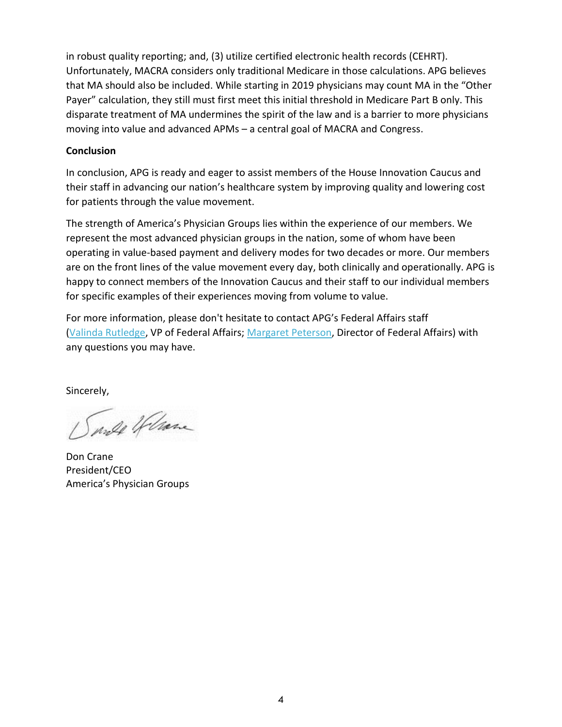in robust quality reporting; and, (3) utilize certified electronic health records (CEHRT). Unfortunately, MACRA considers only traditional Medicare in those calculations. APG believes that MA should also be included. While starting in 2019 physicians may count MA in the "Other Payer" calculation, they still must first meet this initial threshold in Medicare Part B only. This disparate treatment of MA undermines the spirit of the law and is a barrier to more physicians moving into value and advanced APMs – a central goal of MACRA and Congress.

**Conclusion**

In conclusion, APG is ready and eager to assist members of the House Innovation Caucus and their staff in advancing our nation's healthcare system by improving quality and lowering cost for patients through the value movement.

The strength of America's Physician Groups lies within the experience of our members. We represent the most advanced physician groups in the nation, some of whom have been operating in value-based payment and delivery modes for two decades or more. Our members are on the front lines of the value movement every day, both clinically and operationally. APG is happy to connect members of the Innovation Caucus and their staff to our individual members for specific examples of their experiences moving from volume to value.

For more information, please don't hesitate to contact APG's Federal Affairs staff (Valinda Rutledge, VP of Federal Affairs; Margaret Peterson, Director of Federal Affairs) with any questions you may have.

Sincerely,

Don Crane
President/CEO
America's Physician Groups